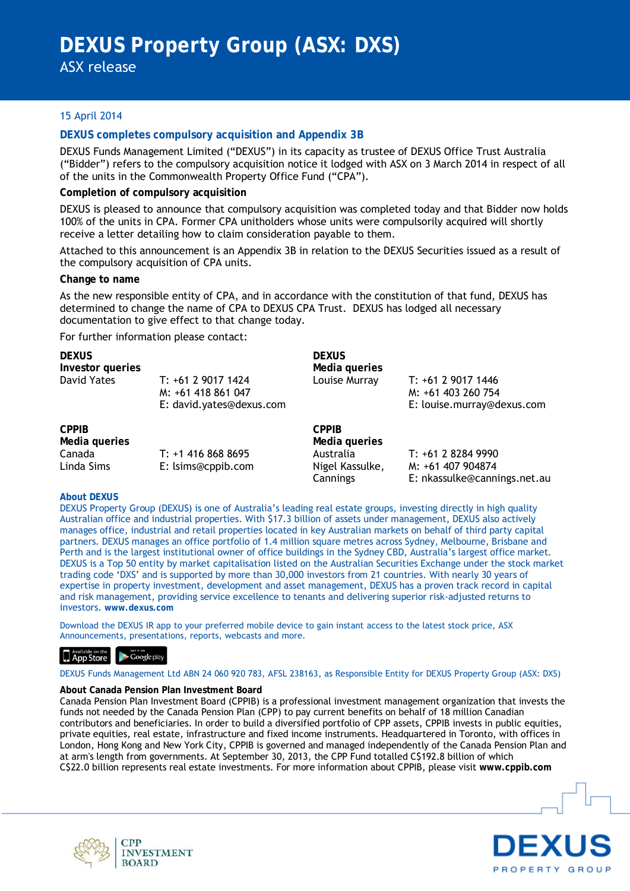# DEXUS Property Group (ASX: DXS)

ASX release

15 April 2014

## DEXUS completes compulsory acquisition and Appendix 3B

DEXUS Funds Management Limited ("DEXUS") in its capacity as trustee of DEXUS Office Trust Australia ("Bidder") refers to the compulsory acquisition notice it lodged with ASX on 3 March 2014 in respect of all of the units in the Commonwealth Property Office Fund ("CPA").

### Completion of compulsory acquisition

DEXUS is pleased to announce that compulsory acquisition was completed today and that Bidder now holds 100% of the units in CPA. Former CPA unitholders whose units were compulsorily acquired will shortly receive a letter detailing how to claim consideration payable to them.

Attached to this announcement is an Appendix 3B in relation to the DEXUS Securities issued as a result of the compulsory acquisition of CPA units.

### Change to name

As the new responsible entity of CPA, and in accordance with the constitution of that fund, DEXUS has determined to change the name of CPA to DEXUS CPA Trust. DEXUS has lodged all necessary documentation to give effect to that change today.

For further information please contact:

**DEXUS**
**Investor queries**
David Yates
T: +61 2 9017 1424
M: +61 418 861 047
E: david.yates@dexus.com

**DEXUS**
**Media queries**
Louise Murray
T: +61 2 9017 1446
M: +61 403 260 754
E: louise.murray@dexus.com

**CPPIB**
**Media queries**
Canada
Linda Sims
T: +1 416 868 8695
E: lsims@cppib.com

**CPPIB**
**Media queries**
Australia
Nigel Kassulke, Cannings
T: +61 2 8284 9990
M: +61 407 904874
E: nkassulke@cannings.net.au

**About DEXUS**

DEXUS Property Group (DEXUS) is one of Australia's leading real estate groups, investing directly in high quality Australian office and industrial properties. With $17.3 billion of assets under management, DEXUS also actively manages office, industrial and retail properties located in key Australian markets on behalf of third party capital partners. DEXUS manages an office portfolio of 1.4 million square metres across Sydney, Melbourne, Brisbane and Perth and is the largest institutional owner of office buildings in the Sydney CBD, Australia's largest office market. DEXUS is a Top 50 entity by market capitalisation listed on the Australian Securities Exchange under the stock market trading code 'DXS' and is supported by more than 30,000 investors from 21 countries. With nearly 30 years of expertise in property investment, development and asset management, DEXUS has a proven track record in capital and risk management, providing service excellence to tenants and delivering superior risk-adjusted returns to investors. **www.dexus.com**

Download the DEXUS IR app to your preferred mobile device to gain instant access to the latest stock price, ASX Announcements, presentations, reports, webcasts and more.

DEXUS Funds Management Ltd ABN 24 060 920 783, AFSL 238163, as Responsible Entity for DEXUS Property Group (ASX: DXS)

**About Canada Pension Plan Investment Board**

Canada Pension Plan Investment Board (CPPIB) is a professional investment management organization that invests the funds not needed by the Canada Pension Plan (CPP) to pay current benefits on behalf of 18 million Canadian contributors and beneficiaries. In order to build a diversified portfolio of CPP assets, CPPIB invests in public equities, private equities, real estate, infrastructure and fixed income instruments. Headquartered in Toronto, with offices in London, Hong Kong and New York City, CPPIB is governed and managed independently of the Canada Pension Plan and at arm's length from governments. At September 30, 2013, the CPP Fund totalled C$192.8 billion of which C$22.0 billion represents real estate investments. For more information about CPPIB, please visit **www.cppib.com**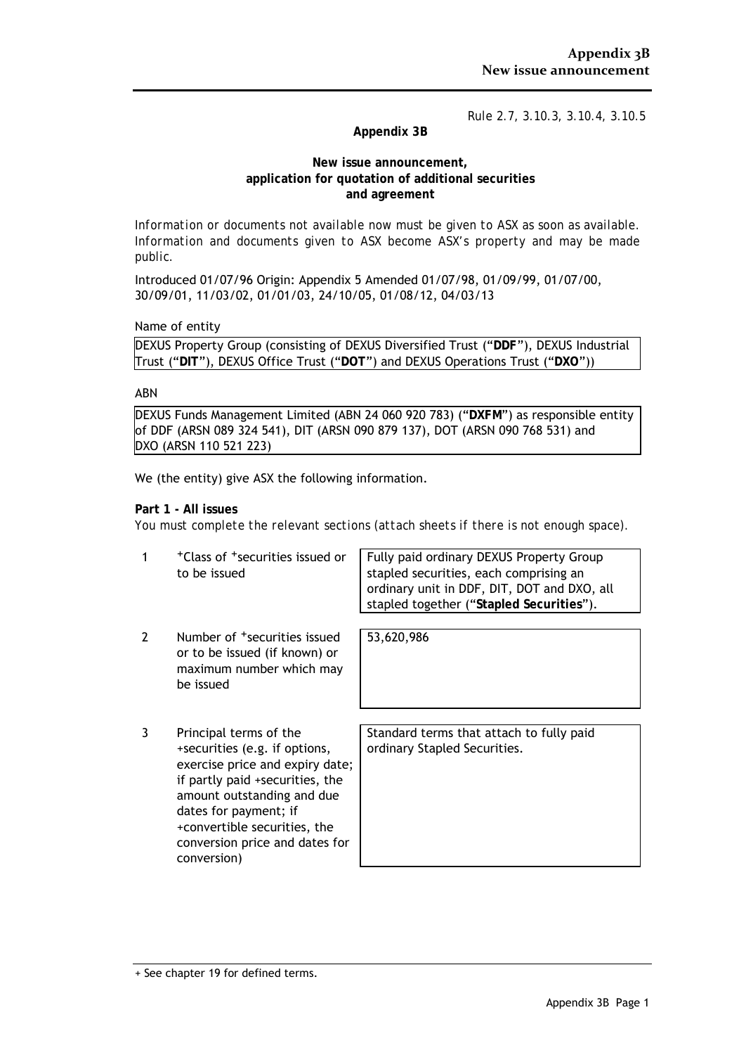Rule 2.7, 3.10.3, 3.10.4, 3.10.5

**Appendix 3B**

**New issue announcement, application for quotation of additional securities and agreement**

*Information or documents not available now must be given to ASX as soon as available. Information and documents given to ASX become ASX's property and may be made public.*

Introduced 01/07/96 Origin: Appendix 5 Amended 01/07/98, 01/09/99, 01/07/00, 30/09/01, 11/03/02, 01/01/03, 24/10/05, 01/08/12, 04/03/13

Name of entity

| DEXUS Property Group (consisting of DEXUS Diversified Trust ("**DDF**"), DEXUS Industrial Trust ("**DIT**"), DEXUS Office Trust ("**DOT**") and DEXUS Operations Trust ("**DXO**")) |
|---|

ABN

| DEXUS Funds Management Limited (ABN 24 060 920 783) ("**DXFM**") as responsible entity of DDF (ARSN 089 324 541), DIT (ARSN 090 879 137), DOT (ARSN 090 768 531) and DXO (ARSN 110 521 223) |
|---|

We (the entity) give ASX the following information.

**Part 1 - All issues**

*You must complete the relevant sections (attach sheets if there is not enough space).*

| | | |
|---|---|---|
| 1 | +Class of +securities issued or to be issued | Fully paid ordinary DEXUS Property Group stapled securities, each comprising an ordinary unit in DDF, DIT, DOT and DXO, all stapled together ("**Stapled Securities**"). |
| 2 | Number of +securities issued or to be issued (if known) or maximum number which may be issued | 53,620,986 |
| 3 | Principal terms of the +securities (e.g. if options, exercise price and expiry date; if partly paid +securities, the amount outstanding and due dates for payment; if +convertible securities, the conversion price and dates for conversion) | Standard terms that attach to fully paid ordinary Stapled Securities. |

+ See chapter 19 for defined terms.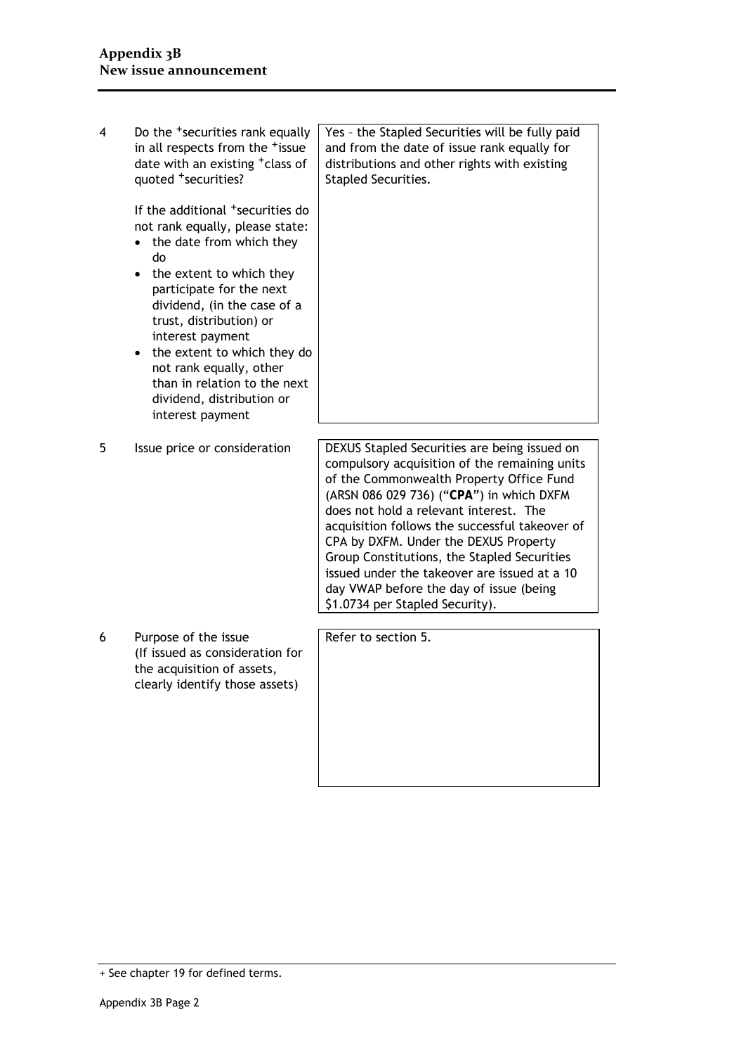| | | |
|---|---|---|
| 4 | Do the +securities rank equally in all respects from the +issue date with an existing +class of quoted +securities?<br><br>If the additional +securities do not rank equally, please state:<br>• the date from which they do<br>• the extent to which they participate for the next dividend, (in the case of a trust, distribution) or interest payment<br>• the extent to which they do not rank equally, other than in relation to the next dividend, distribution or interest payment | Yes – the Stapled Securities will be fully paid and from the date of issue rank equally for distributions and other rights with existing Stapled Securities. |
| 5 | Issue price or consideration | DEXUS Stapled Securities are being issued on compulsory acquisition of the remaining units of the Commonwealth Property Office Fund (ARSN 086 029 736) ("**CPA**") in which DXFM does not hold a relevant interest. The acquisition follows the successful takeover of CPA by DXFM. Under the DEXUS Property Group Constitutions, the Stapled Securities issued under the takeover are issued at a 10 day VWAP before the day of issue (being $1.0734 per Stapled Security). |
| 6 | Purpose of the issue<br>(If issued as consideration for the acquisition of assets, clearly identify those assets) | Refer to section 5. |

+ See chapter 19 for defined terms.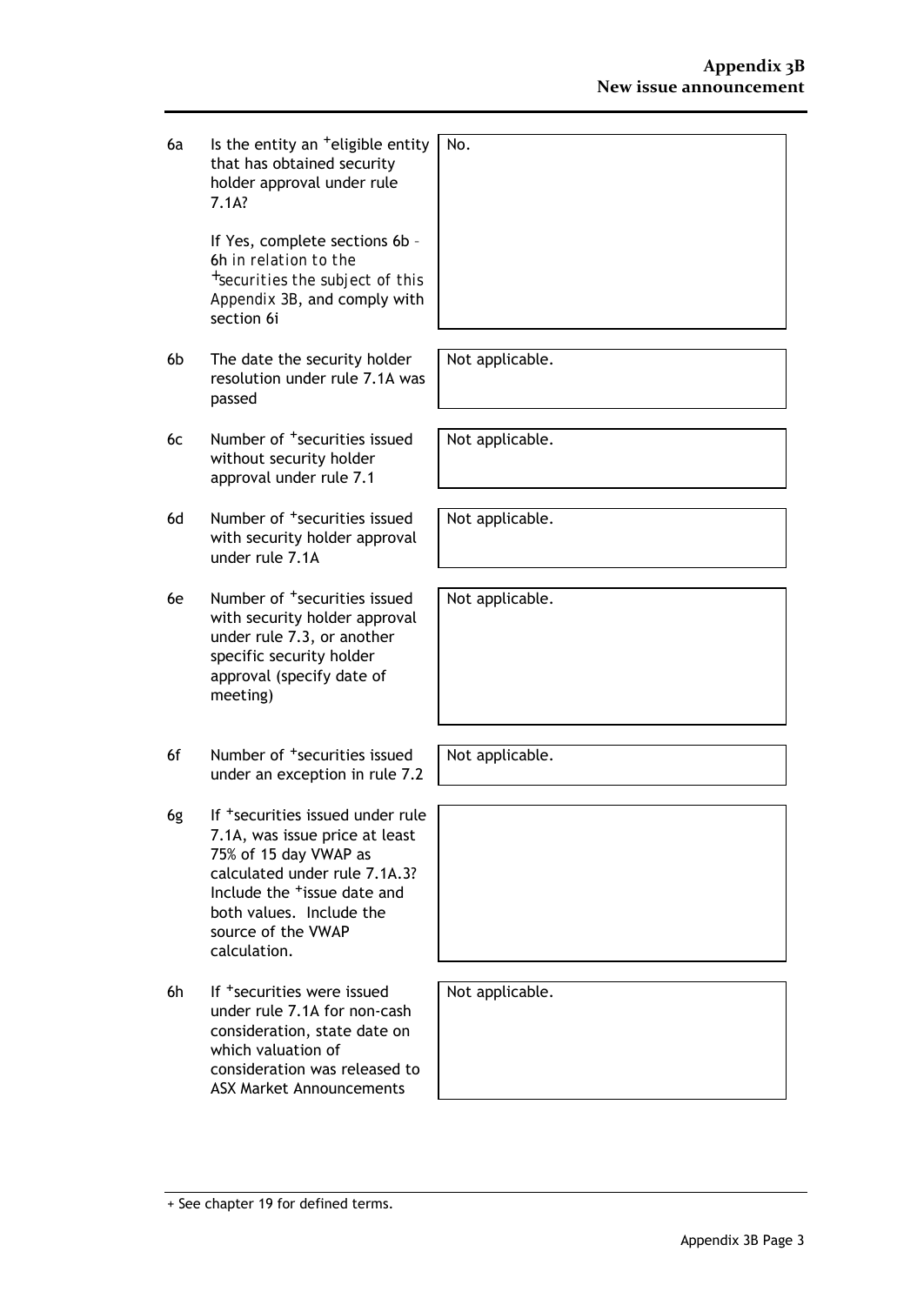| | | |
|---|---|---|
| 6a | Is the entity an +eligible entity that has obtained security holder approval under rule 7.1A?<br><br>If Yes, complete sections 6b – 6h *in relation to the +securities the subject of this Appendix 3B*, and comply with section 6i | No. |
| 6b | The date the security holder resolution under rule 7.1A was passed | Not applicable. |
| 6c | Number of +securities issued without security holder approval under rule 7.1 | Not applicable. |
| 6d | Number of +securities issued with security holder approval under rule 7.1A | Not applicable. |
| 6e | Number of +securities issued with security holder approval under rule 7.3, or another specific security holder approval (specify date of meeting) | Not applicable. |
| 6f | Number of +securities issued under an exception in rule 7.2 | Not applicable. |
| 6g | If +securities issued under rule 7.1A, was issue price at least 75% of 15 day VWAP as calculated under rule 7.1A.3? Include the +issue date and both values. Include the source of the VWAP calculation. | |
| 6h | If +securities were issued under rule 7.1A for non-cash consideration, state date on which valuation of consideration was released to ASX Market Announcements | Not applicable. |

+ See chapter 19 for defined terms.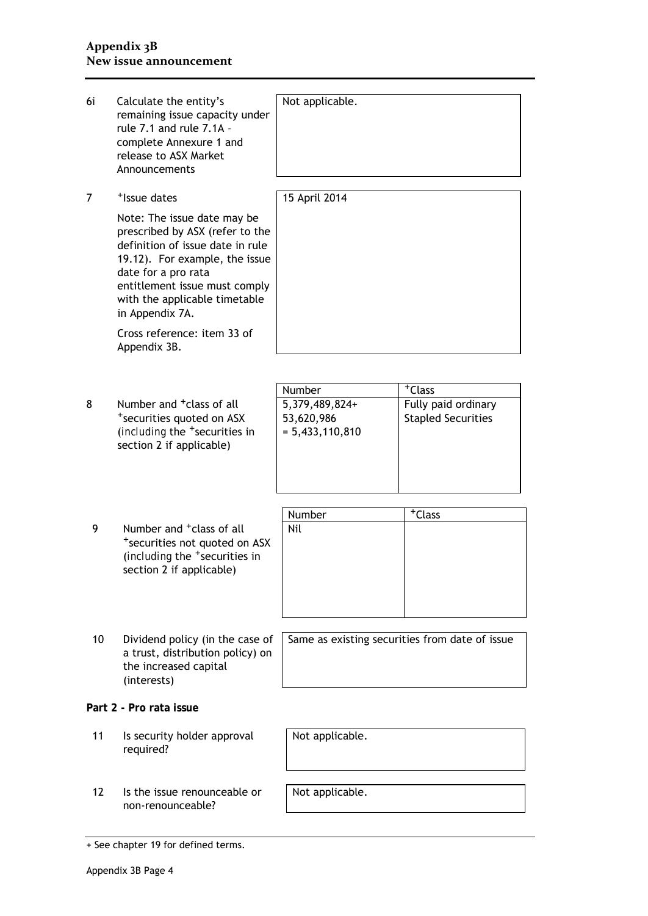| | | |
|---|---|---|
| 6i | Calculate the entity's remaining issue capacity under rule 7.1 and rule 7.1A – complete Annexure 1 and release to ASX Market Announcements | Not applicable. |
| 7 | +Issue dates<br><br>Note: The issue date may be prescribed by ASX (refer to the definition of issue date in rule 19.12). For example, the issue date for a pro rata entitlement issue must comply with the applicable timetable in Appendix 7A.<br><br>Cross reference: item 33 of Appendix 3B. | 15 April 2014 |

| | | Number | +Class |
|---|---|---|---|
| 8 | Number and +class of all +securities quoted on ASX (including the +securities in section 2 if applicable) | 5,379,489,824+<br>53,620,986<br>= 5,433,110,810 | Fully paid ordinary Stapled Securities |

| | | Number | +Class |
|---|---|---|---|
| 9 | Number and +class of all +securities not quoted on ASX (including the +securities in section 2 if applicable) | Nil | |

| | | |
|---|---|---|
| 10 | Dividend policy (in the case of a trust, distribution policy) on the increased capital (interests) | Same as existing securities from date of issue |

**Part 2 - Pro rata issue**

| | | |
|---|---|---|
| 11 | Is security holder approval required? | Not applicable. |
| 12 | Is the issue renounceable or non-renounceable? | Not applicable. |

+ See chapter 19 for defined terms.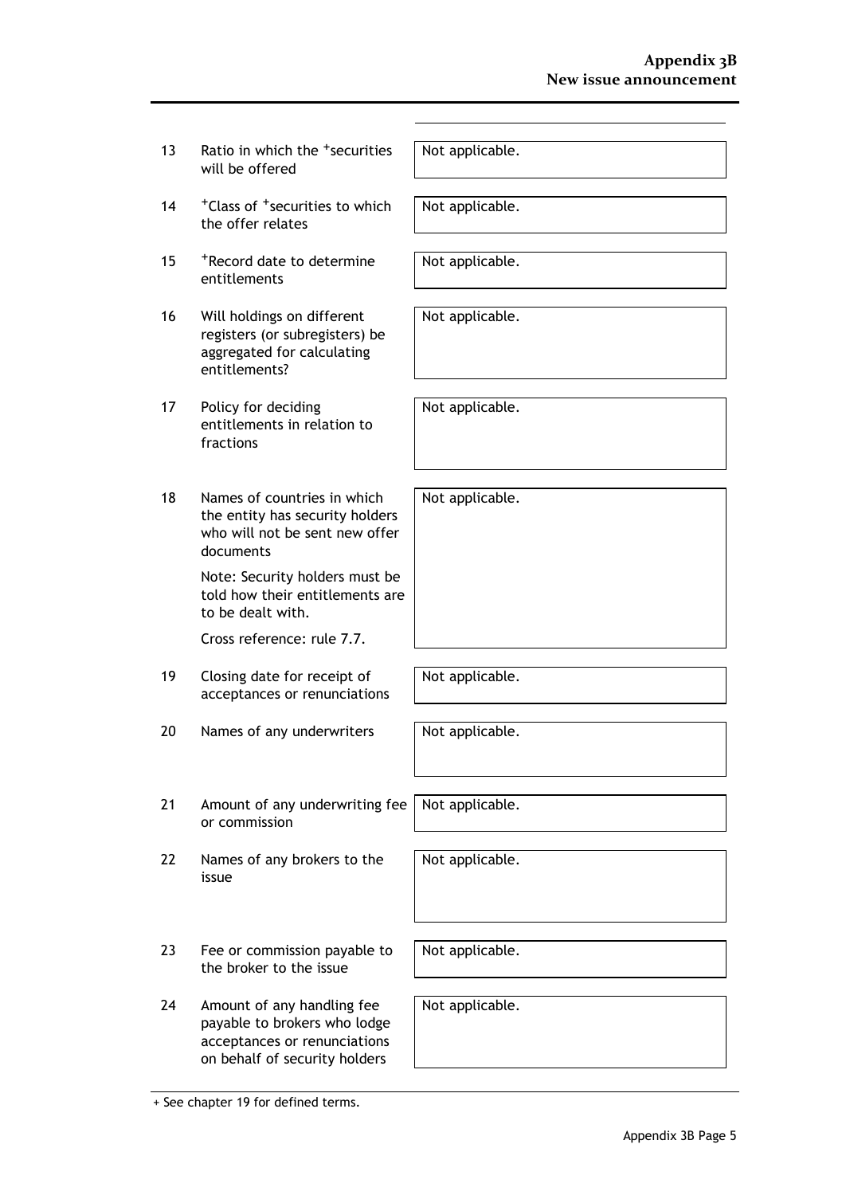| | | |
|---|---|---|
| 13 | Ratio in which the +securities will be offered | Not applicable. |
| 14 | +Class of +securities to which the offer relates | Not applicable. |
| 15 | +Record date to determine entitlements | Not applicable. |
| 16 | Will holdings on different registers (or subregisters) be aggregated for calculating entitlements? | Not applicable. |
| 17 | Policy for deciding entitlements in relation to fractions | Not applicable. |
| 18 | Names of countries in which the entity has security holders who will not be sent new offer documents<br><br>Note: Security holders must be told how their entitlements are to be dealt with.<br><br>Cross reference: rule 7.7. | Not applicable. |
| 19 | Closing date for receipt of acceptances or renunciations | Not applicable. |
| 20 | Names of any underwriters | Not applicable. |
| 21 | Amount of any underwriting fee or commission | Not applicable. |
| 22 | Names of any brokers to the issue | Not applicable. |
| 23 | Fee or commission payable to the broker to the issue | Not applicable. |
| 24 | Amount of any handling fee payable to brokers who lodge acceptances or renunciations on behalf of security holders | Not applicable. |

+ See chapter 19 for defined terms.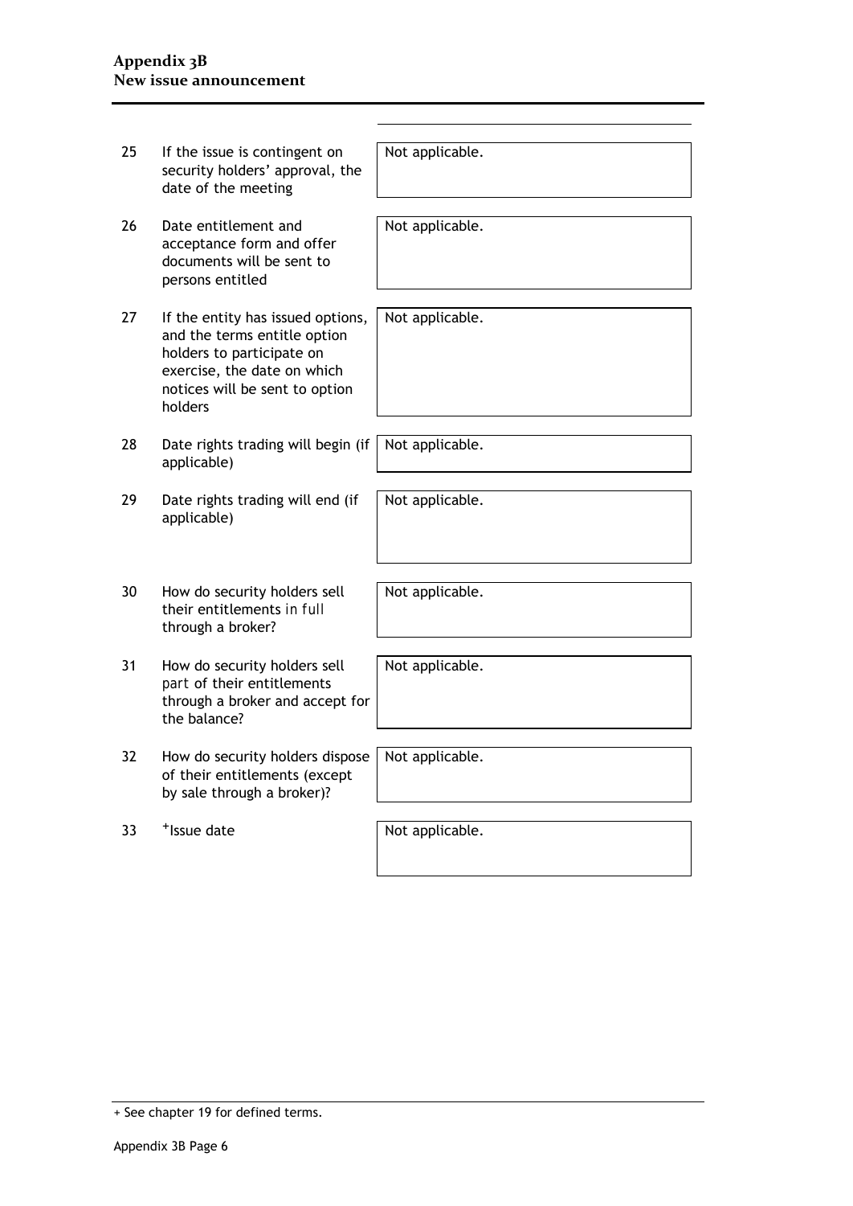| | | |
|---|---|---|
| 25 | If the issue is contingent on security holders' approval, the date of the meeting | Not applicable. |
| 26 | Date entitlement and acceptance form and offer documents will be sent to persons entitled | Not applicable. |
| 27 | If the entity has issued options, and the terms entitle option holders to participate on exercise, the date on which notices will be sent to option holders | Not applicable. |
| 28 | Date rights trading will begin (if applicable) | Not applicable. |
| 29 | Date rights trading will end (if applicable) | Not applicable. |
| 30 | How do security holders sell their entitlements in full through a broker? | Not applicable. |
| 31 | How do security holders sell part of their entitlements through a broker and accept for the balance? | Not applicable. |
| 32 | How do security holders dispose of their entitlements (except by sale through a broker)? | Not applicable. |
| 33 | +Issue date | Not applicable. |

+ See chapter 19 for defined terms.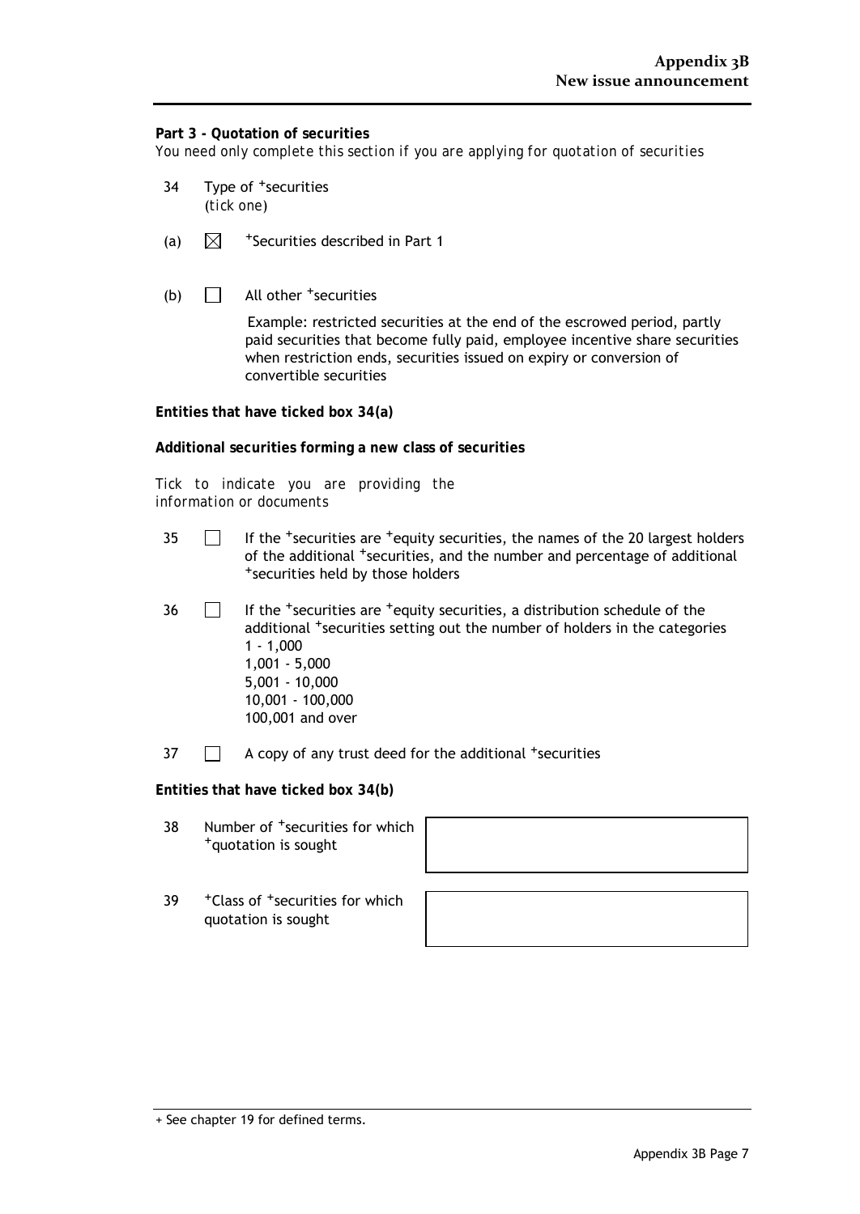## Part 3 - Quotation of securities

*You need only complete this section if you are applying for quotation of securities*

34 Type of +securities
*(tick one)*

(a) ☒ +Securities described in Part 1

(b) ☐ All other +securities

Example: restricted securities at the end of the escrowed period, partly paid securities that become fully paid, employee incentive share securities when restriction ends, securities issued on expiry or conversion of convertible securities

**Entities that have ticked box 34(a)**

**Additional securities forming a new class of securities**

*Tick to indicate you are providing the information or documents*

35 ☐ If the +securities are +equity securities, the names of the 20 largest holders of the additional +securities, and the number and percentage of additional +securities held by those holders

36 ☐ If the +securities are +equity securities, a distribution schedule of the additional +securities setting out the number of holders in the categories
1 - 1,000
1,001 - 5,000
5,001 - 10,000
10,001 - 100,000
100,001 and over

37 ☐ A copy of any trust deed for the additional +securities

**Entities that have ticked box 34(b)**

| | | |
|---|---|---|
| 38 | Number of +securities for which +quotation is sought | |
| 39 | +Class of +securities for which quotation is sought | |

+ See chapter 19 for defined terms.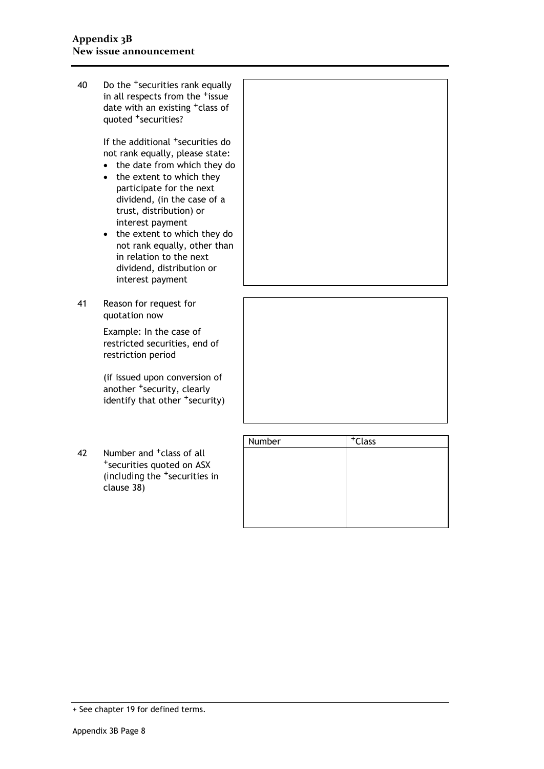| | | |
|---|---|---|
| 40 | Do the +securities rank equally in all respects from the +issue date with an existing +class of quoted +securities?<br><br>If the additional +securities do not rank equally, please state:<br>• the date from which they do<br>• the extent to which they participate for the next dividend, (in the case of a trust, distribution) or interest payment<br>• the extent to which they do not rank equally, other than in relation to the next dividend, distribution or interest payment | |
| 41 | Reason for request for quotation now<br><br>Example: In the case of restricted securities, end of restriction period<br><br>(if issued upon conversion of another +security, clearly identify that other +security) | |

42 Number and +class of all +securities quoted on ASX (*including* the +securities in clause 38)

| Number | +Class |
|---|---|
| | |

+ See chapter 19 for defined terms.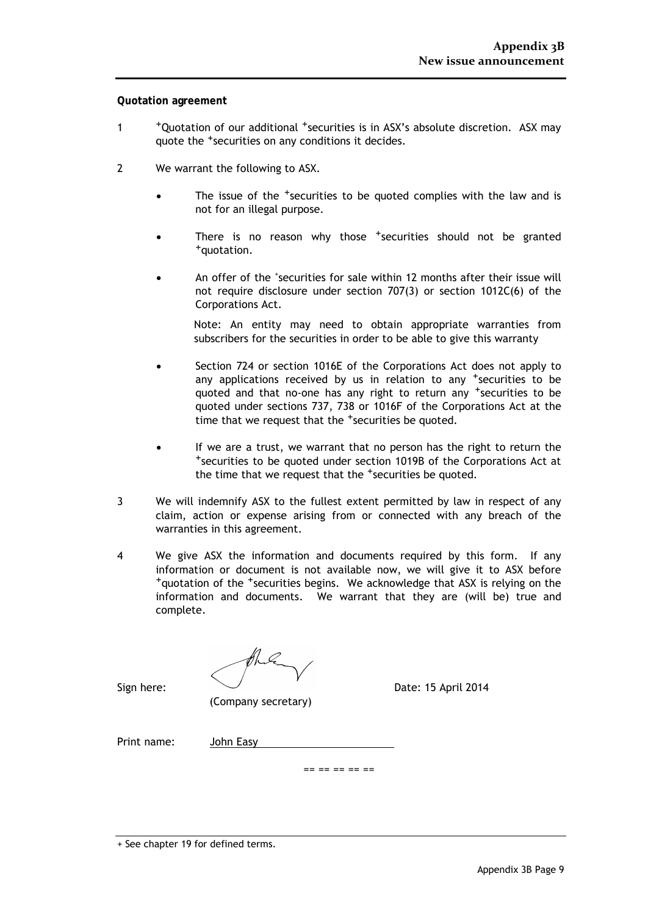**Quotation agreement**

1 +Quotation of our additional +securities is in ASX's absolute discretion. ASX may quote the +securities on any conditions it decides.

2 We warrant the following to ASX.

- The issue of the +securities to be quoted complies with the law and is not for an illegal purpose.
- There is no reason why those +securities should not be granted +quotation.
- An offer of the +securities for sale within 12 months after their issue will not require disclosure under section 707(3) or section 1012C(6) of the Corporations Act.

  Note: An entity may need to obtain appropriate warranties from subscribers for the securities in order to be able to give this warranty

- Section 724 or section 1016E of the Corporations Act does not apply to any applications received by us in relation to any +securities to be quoted and that no-one has any right to return any +securities to be quoted under sections 737, 738 or 1016F of the Corporations Act at the time that we request that the +securities be quoted.
- If we are a trust, we warrant that no person has the right to return the +securities to be quoted under section 1019B of the Corporations Act at the time that we request that the +securities be quoted.

3 We will indemnify ASX to the fullest extent permitted by law in respect of any claim, action or expense arising from or connected with any breach of the warranties in this agreement.

4 We give ASX the information and documents required by this form. If any information or document is not available now, we will give it to ASX before +quotation of the +securities begins. We acknowledge that ASX is relying on the information and documents. We warrant that they are (will be) true and complete.

Sign here: (Company secretary) Date: 15 April 2014

Print name: John Easy

== == == == ==

+ See chapter 19 for defined terms.